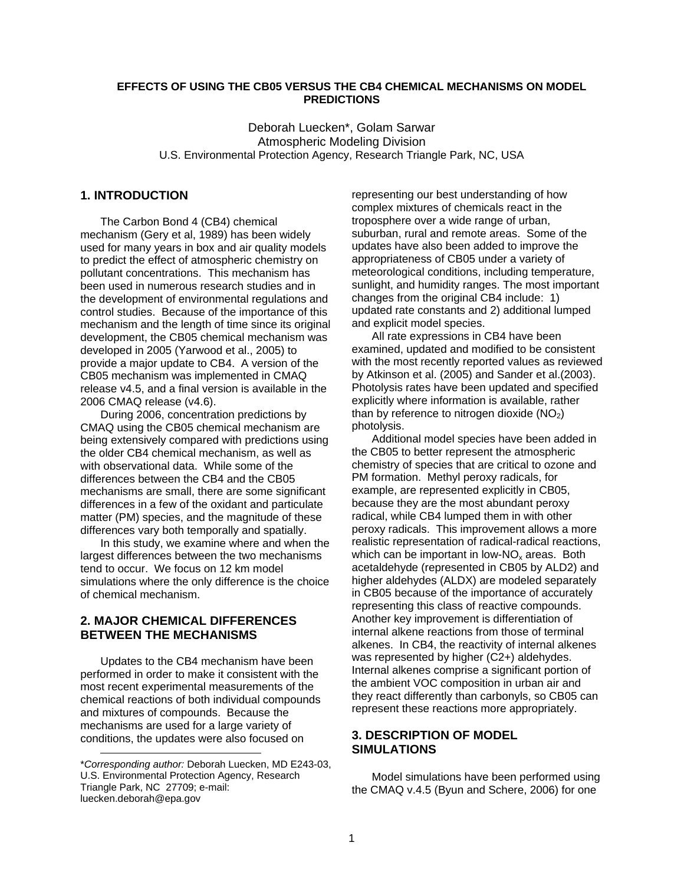# EFFECTS OF USING THE CB05 VERSUS THE CB4 CHEMICAL MECHANISMS ON MODEL PREDICTIONS

Deborah Luecken*, Golam Sarwar
Atmospheric Modeling Division
U.S. Environmental Protection Agency, Research Triangle Park, NC, USA

## 1. INTRODUCTION

The Carbon Bond 4 (CB4) chemical mechanism (Gery et al, 1989) has been widely used for many years in box and air quality models to predict the effect of atmospheric chemistry on pollutant concentrations. This mechanism has been used in numerous research studies and in the development of environmental regulations and control studies. Because of the importance of this mechanism and the length of time since its original development, the CB05 chemical mechanism was developed in 2005 (Yarwood et al., 2005) to provide a major update to CB4. A version of the CB05 mechanism was implemented in CMAQ release v4.5, and a final version is available in the 2006 CMAQ release (v4.6).

During 2006, concentration predictions by CMAQ using the CB05 chemical mechanism are being extensively compared with predictions using the older CB4 chemical mechanism, as well as with observational data. While some of the differences between the CB4 and the CB05 mechanisms are small, there are some significant differences in a few of the oxidant and particulate matter (PM) species, and the magnitude of these differences vary both temporally and spatially.

In this study, we examine where and when the largest differences between the two mechanisms tend to occur. We focus on 12 km model simulations where the only difference is the choice of chemical mechanism.

## 2. MAJOR CHEMICAL DIFFERENCES BETWEEN THE MECHANISMS

Updates to the CB4 mechanism have been performed in order to make it consistent with the most recent experimental measurements of the chemical reactions of both individual compounds and mixtures of compounds. Because the mechanisms are used for a large variety of conditions, the updates were also focused on representing our best understanding of how complex mixtures of chemicals react in the troposphere over a wide range of urban, suburban, rural and remote areas. Some of the updates have also been added to improve the appropriateness of CB05 under a variety of meteorological conditions, including temperature, sunlight, and humidity ranges. The most important changes from the original CB4 include: 1) updated rate constants and 2) additional lumped and explicit model species.

All rate expressions in CB4 have been examined, updated and modified to be consistent with the most recently reported values as reviewed by Atkinson et al. (2005) and Sander et al.(2003). Photolysis rates have been updated and specified explicitly when information is available, rather than by reference to nitrogen dioxide ($NO_2$) photolysis.

Additional model species have been added in the CB05 to better represent the atmospheric chemistry of species that are critical to ozone and PM formation. Methyl peroxy radicals, for example, are represented explicitly in CB05, because they are the most abundant peroxy radical, while CB4 lumped them in with other peroxy radicals. This improvement allows a more realistic representation of radical-radical reactions, which can be important in low-$NO_x$ areas. Both acetaldehyde (represented in CB05 by ALD2) and higher aldehydes (ALDX) are modeled separately in CB05 because of the importance of accurately representing this class of reactive compounds. Another key improvement is differentiation of internal alkene reactions from those of terminal alkenes. In CB4, the reactivity of internal alkenes was represented by higher (C2+) aldehydes. Internal alkenes comprise a significant portion of the ambient VOC composition in urban air and they react differently than carbonyls, so CB05 can represent these reactions more appropriately.

## 3. DESCRIPTION OF MODEL SIMULATIONS

Model simulations have been performed using the CMAQ v.4.5 (Byun and Schere, 2006) for one

---

\**Corresponding author:* Deborah Luecken, MD E243-03, U.S. Environmental Protection Agency, Research Triangle Park, NC 27709; e-mail: luecken.deborah@epa.gov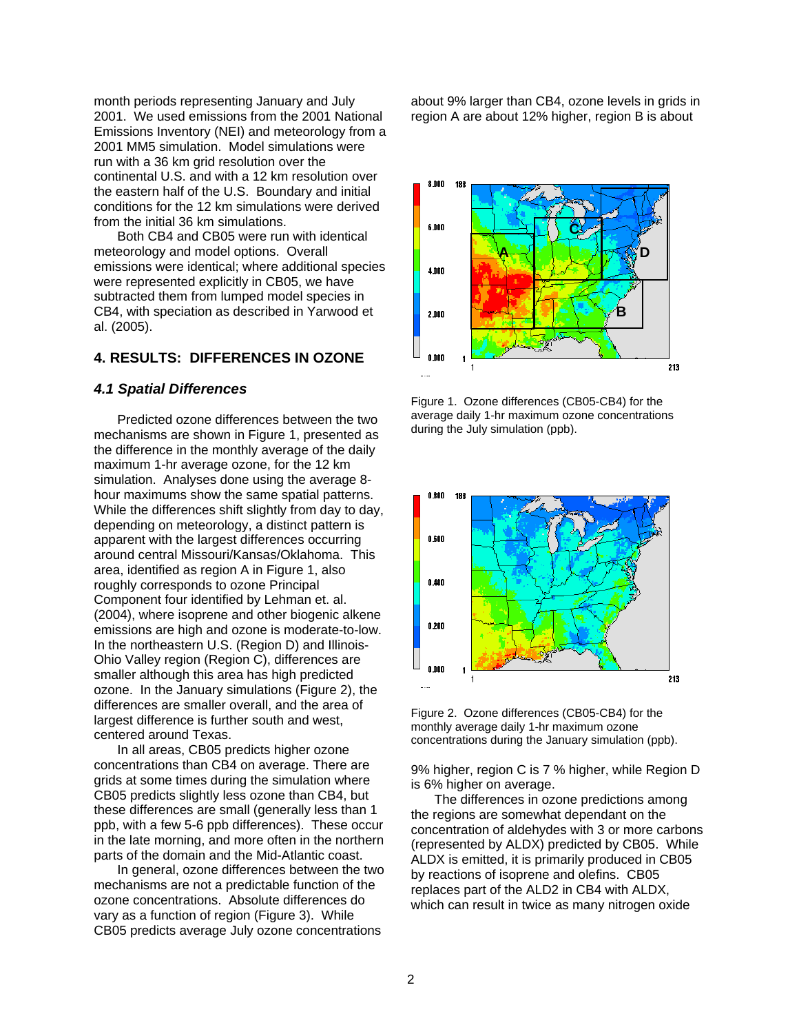month periods representing January and July 2001. We used emissions from the 2001 National Emissions Inventory (NEI) and meteorology from a 2001 MM5 simulation. Model simulations were run with a 36 km grid resolution over the continental U.S. and with a 12 km resolution over the eastern half of the U.S. Boundary and initial conditions for the 12 km simulations were derived from the initial 36 km simulations.

Both CB4 and CB05 were run with identical meteorology and model options. Overall emissions were identical; where additional species were represented explicitly in CB05, we have subtracted them from lumped model species in CB4, with speciation as described in Yarwood et al. (2005).

## 4. RESULTS: DIFFERENCES IN OZONE

### *4.1 Spatial Differences*

Predicted ozone differences between the two mechanisms are shown in Figure 1, presented as the difference in the monthly average of the daily maximum 1-hr average ozone, for the 12 km simulation. Analyses done using the average 8-hour maximums show the same spatial patterns. While the differences shift slightly from day to day, depending on meteorology, a distinct pattern is apparent with the largest differences occurring around central Missouri/Kansas/Oklahoma. This area, identified as region A in Figure 1, also roughly corresponds to ozone Principal Component four identified by Lehman et. al. (2004), where isoprene and other biogenic alkene emissions are high and ozone is moderate-to-low. In the northeastern U.S. (Region D) and Illinois-Ohio Valley region (Region C), differences are smaller although this area has high predicted ozone. In the January simulations (Figure 2), the differences are smaller overall, and the area of largest difference is further south and west, centered around Texas.

In all areas, CB05 predicts higher ozone concentrations than CB4 on average. There are grids at some times during the simulation where CB05 predicts slightly less ozone than CB4, but these differences are small (generally less than 1 ppb, with a few 5-6 ppb differences). These occur in the late morning, and more often in the northern parts of the domain and the Mid-Atlantic coast.

In general, ozone differences between the two mechanisms are not a predictable function of the ozone concentrations. Absolute differences do vary as a function of region (Figure 3). While CB05 predicts average July ozone concentrations about 9% larger than CB4, ozone levels in grids in region A are about 12% higher, region B is about 9% higher, region C is 7 % higher, while Region D is 6% higher on average.

Figure 1. Ozone differences (CB05-CB4) for the average daily 1-hr maximum ozone concentrations during the July simulation (ppb).

Figure 2. Ozone differences (CB05-CB4) for the monthly average daily 1-hr maximum ozone concentrations during the January simulation (ppb).

The differences in ozone predictions among the regions are somewhat dependant on the concentration of aldehydes with 3 or more carbons (represented by ALDX) predicted by CB05. While ALDX is emitted, it is primarily produced in CB05 by reactions of isoprene and olefins. CB05 replaces part of the ALD2 in CB4 with ALDX, which can result in twice as many nitrogen oxide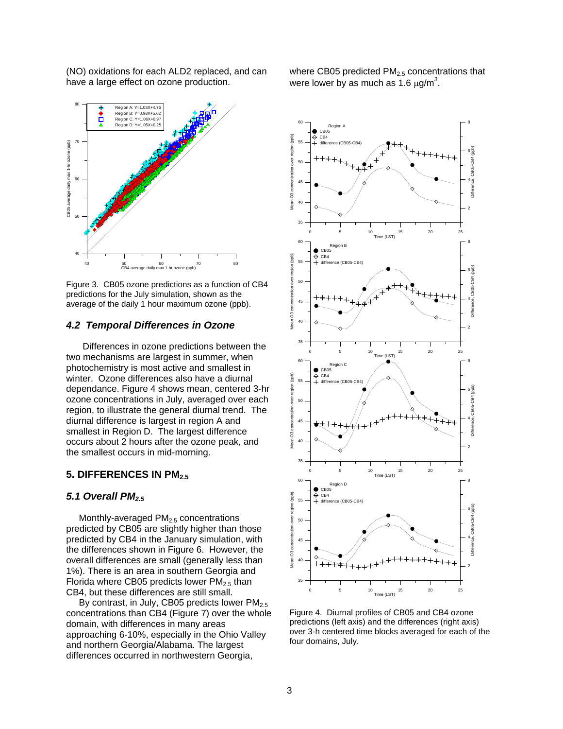(NO) oxidations for each ALD2 replaced, and can have a large effect on ozone production.

Figure 3. CB05 ozone predictions as a function of CB4 predictions for the July simulation, shown as the average of the daily 1 hour maximum ozone (ppb).

### *4.2 Temporal Differences in Ozone*

Differences in ozone predictions between the two mechanisms are largest in summer, when photochemistry is most active and smallest in winter. Ozone differences also have a diurnal dependance. Figure 4 shows mean, centered 3-hr ozone concentrations in July, averaged over each region, to illustrate the general diurnal trend. The diurnal difference is largest in region A and smallest in Region D. The largest difference occurs about 2 hours after the ozone peak, and the smallest occurs in mid-morning.

## 5. DIFFERENCES IN $PM_{2.5}$

### *5.1 Overall $PM_{2.5}$*

Monthly-averaged $PM_{2.5}$ concentrations predicted by CB05 are slightly higher than those predicted by CB4 in the January simulation, with the differences shown in Figure 6. However, the overall differences are small (generally less than 1%). There is an area in southern Georgia and Florida where CB05 predicts lower $PM_{2.5}$ than CB4, but these differences are still small.

By contrast, in July, CB05 predicts lower $PM_{2.5}$ concentrations than CB4 (Figure 7) over the whole domain, with differences in many areas approaching 6-10%, especially in the Ohio Valley and northern Georgia/Alabama. The largest differences occurred in northwestern Georgia, where CB05 predicted $PM_{2.5}$ concentrations that were lower by as much as 1.6 $\mu g/m^3$.

Figure 4. Diurnal profiles of CB05 and CB4 ozone predictions (left axis) and the differences (right axis) over 3-h centered time blocks averaged for each of the four domains, July.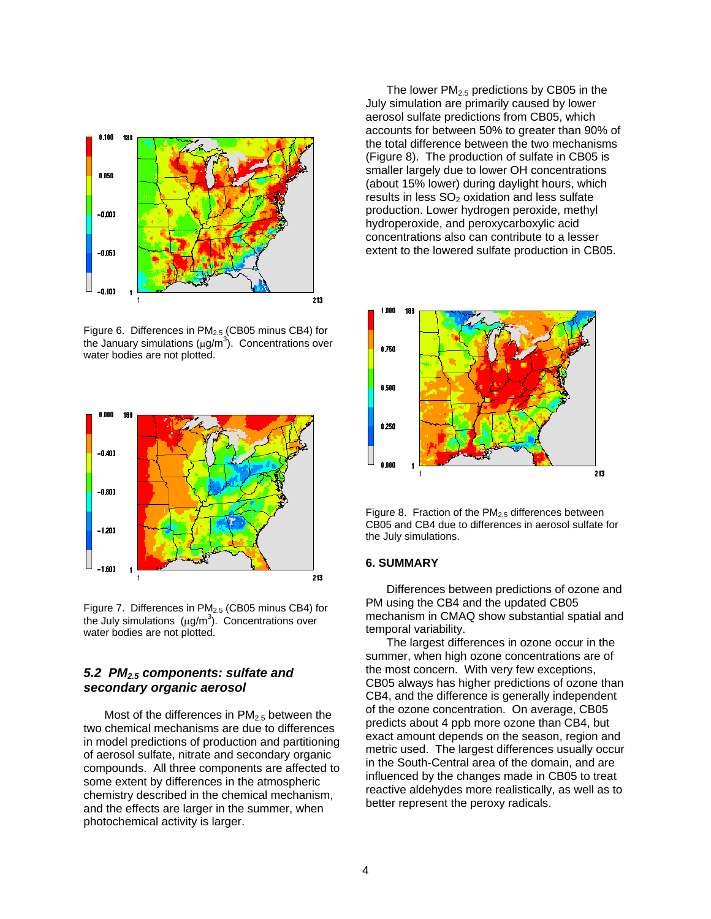Figure 6. Differences in $PM_{2.5}$ (CB05 minus CB4) for the January simulations ($\mu g/m^3$). Concentrations over water bodies are not plotted.

Figure 7. Differences in $PM_{2.5}$ (CB05 minus CB4) for the July simulations ($\mu g/m^3$). Concentrations over water bodies are not plotted.

### 5.2 *$PM_{2.5}$ components: sulfate and secondary organic aerosol*

Most of the differences in $PM_{2.5}$ between the two chemical mechanisms are due to differences in model predictions of production and partitioning of aerosol sulfate, nitrate and secondary organic compounds. All three components are affected to some extent by differences in the atmospheric chemistry described in the chemical mechanism, and the effects are larger in the summer, when photochemical activity is larger.

The lower $PM_{2.5}$ predictions by CB05 in the July simulation are primarily caused by lower aerosol sulfate predictions from CB05, which accounts for between 50% to greater than 90% of the total difference between the two mechanisms (Figure 8). The production of sulfate in CB05 is smaller largely due to lower OH concentrations (about 15% lower) during daylight hours, which results in less $SO_2$ oxidation and less sulfate production. Lower hydrogen peroxide, methyl hydroperoxide, and peroxycarboxylic acid concentrations also can contribute to a lesser extent to the lowered sulfate production in CB05.

Figure 8. Fraction of the $PM_{2.5}$ differences between CB05 and CB4 due to differences in aerosol sulfate for the July simulations.

## 6. SUMMARY

Differences between predictions of ozone and PM using the CB4 and the updated CB05 mechanism in CMAQ show substantial spatial and temporal variability.

The largest differences in ozone occur in the summer, when high ozone concentrations are of the most concern. With very few exceptions, CB05 always has higher predictions of ozone than CB4, and the difference is generally independent of the ozone concentration. On average, CB05 predicts about 4 ppb more ozone than CB4, but exact amount depends on the season, region and metric used. The largest differences usually occur in the South-Central area of the domain, and are influenced by the changes made in CB05 to treat reactive aldehydes more realistically, as well as to better represent the peroxy radicals.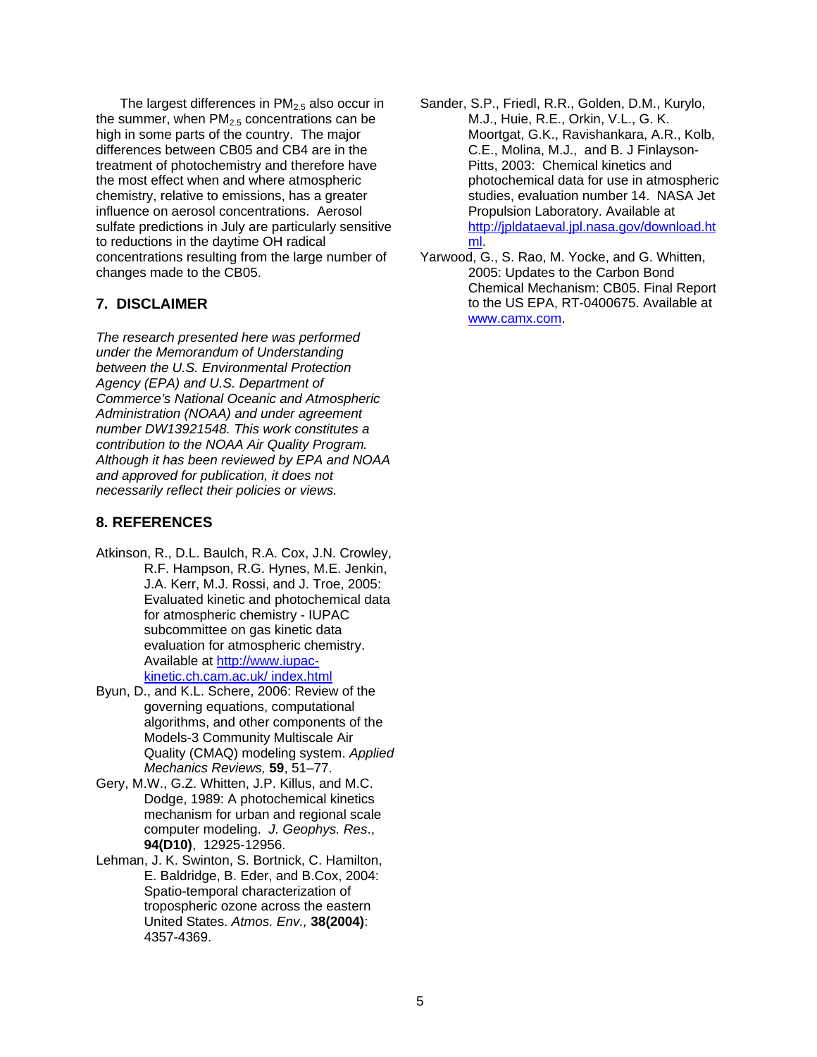The largest differences in $PM_{2.5}$ also occur in the summer, when $PM_{2.5}$ concentrations can be high in some parts of the country. The major differences between CB05 and CB4 are in the treatment of photochemistry and therefore have the most effect when and where atmospheric chemistry, relative to emissions, has a greater influence on aerosol concentrations. Aerosol sulfate predictions in July are particularly sensitive to reductions in the daytime OH radical concentrations resulting from the large number of changes made to the CB05.

## 7. DISCLAIMER

*The research presented here was performed under the Memorandum of Understanding between the U.S. Environmental Protection Agency (EPA) and U.S. Department of Commerce's National Oceanic and Atmospheric Administration (NOAA) and under agreement number DW13921548. This work constitutes a contribution to the NOAA Air Quality Program. Although it has been reviewed by EPA and NOAA and approved for publication, it does not necessarily reflect their policies or views.*

## 8. REFERENCES

Atkinson, R., D.L. Baulch, R.A. Cox, J.N. Crowley, R.F. Hampson, R.G. Hynes, M.E. Jenkin, J.A. Kerr, M.J. Rossi, and J. Troe, 2005: Evaluated kinetic and photochemical data for atmospheric chemistry - IUPAC subcommittee on gas kinetic data evaluation for atmospheric chemistry. Available at http://www.iupac-kinetic.ch.cam.ac.uk/ index.html

Byun, D., and K.L. Schere, 2006: Review of the governing equations, computational algorithms, and other components of the Models-3 Community Multiscale Air Quality (CMAQ) modeling system. *Applied Mechanics Reviews,* **59**, 51–77.

Gery, M.W., G.Z. Whitten, J.P. Killus, and M.C. Dodge, 1989: A photochemical kinetics mechanism for urban and regional scale computer modeling. *J. Geophys. Res*., **94(D10)**, 12925-12956.

Lehman, J. K. Swinton, S. Bortnick, C. Hamilton, E. Baldridge, B. Eder, and B.Cox, 2004: Spatio-temporal characterization of tropospheric ozone across the eastern United States. *Atmos. Env.,* **38(2004)**: 4357-4369.

Sander, S.P., Friedl, R.R., Golden, D.M., Kurylo, M.J., Huie, R.E., Orkin, V.L., G. K. Moortgat, G.K., Ravishankara, A.R., Kolb, C.E., Molina, M.J., and B. J Finlayson-Pitts, 2003: Chemical kinetics and photochemical data for use in atmospheric studies, evaluation number 14. NASA Jet Propulsion Laboratory. Available at http://jpldataeval.jpl.nasa.gov/download.html.

Yarwood, G., S. Rao, M. Yocke, and G. Whitten, 2005: Updates to the Carbon Bond Chemical Mechanism: CB05. Final Report to the US EPA, RT-0400675. Available at www.camx.com.